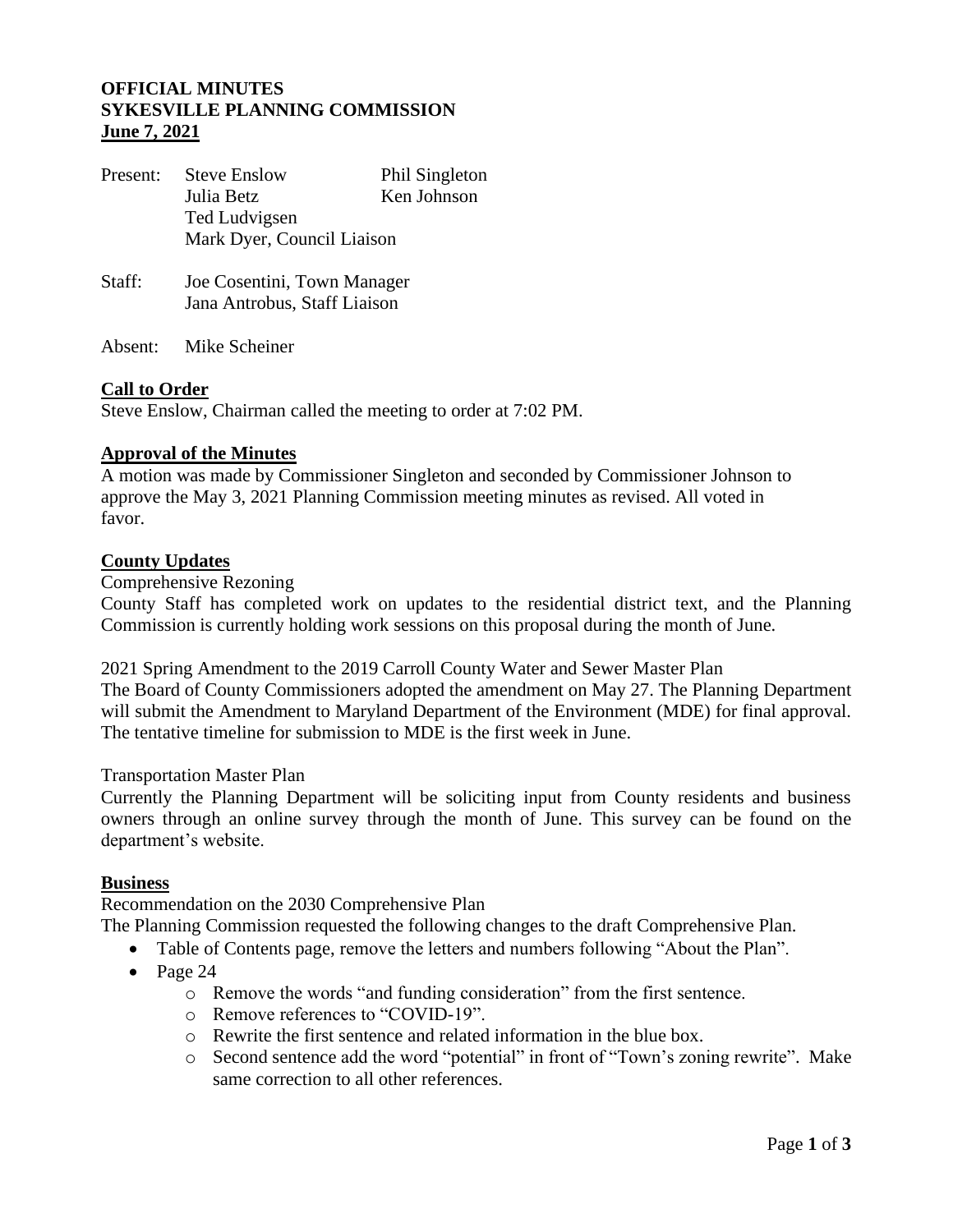**OFFICIAL MINUTES**
**SYKESVILLE PLANNING COMMISSION**
**June 7, 2021**

Present: Steve Enslow, Phil Singleton, Julia Betz, Ken Johnson, Ted Ludvigsen, Mark Dyer, Council Liaison

Staff: Joe Cosentini, Town Manager
Jana Antrobus, Staff Liaison

Absent: Mike Scheiner

## Call to Order

Steve Enslow, Chairman called the meeting to order at 7:02 PM.

## Approval of the Minutes

A motion was made by Commissioner Singleton and seconded by Commissioner Johnson to approve the May 3, 2021 Planning Commission meeting minutes as revised. All voted in favor.

## County Updates

Comprehensive Rezoning

County Staff has completed work on updates to the residential district text, and the Planning Commission is currently holding work sessions on this proposal during the month of June.

2021 Spring Amendment to the 2019 Carroll County Water and Sewer Master Plan

The Board of County Commissioners adopted the amendment on May 27. The Planning Department will submit the Amendment to Maryland Department of the Environment (MDE) for final approval. The tentative timeline for submission to MDE is the first week in June.

Transportation Master Plan

Currently the Planning Department will be soliciting input from County residents and business owners through an online survey through the month of June. This survey can be found on the department's website.

## Business

Recommendation on the 2030 Comprehensive Plan

The Planning Commission requested the following changes to the draft Comprehensive Plan.

- Table of Contents page, remove the letters and numbers following "About the Plan".
- Page 24
  - Remove the words "and funding consideration" from the first sentence.
  - Remove references to "COVID-19".
  - Rewrite the first sentence and related information in the blue box.
  - Second sentence add the word "potential" in front of "Town's zoning rewrite". Make same correction to all other references.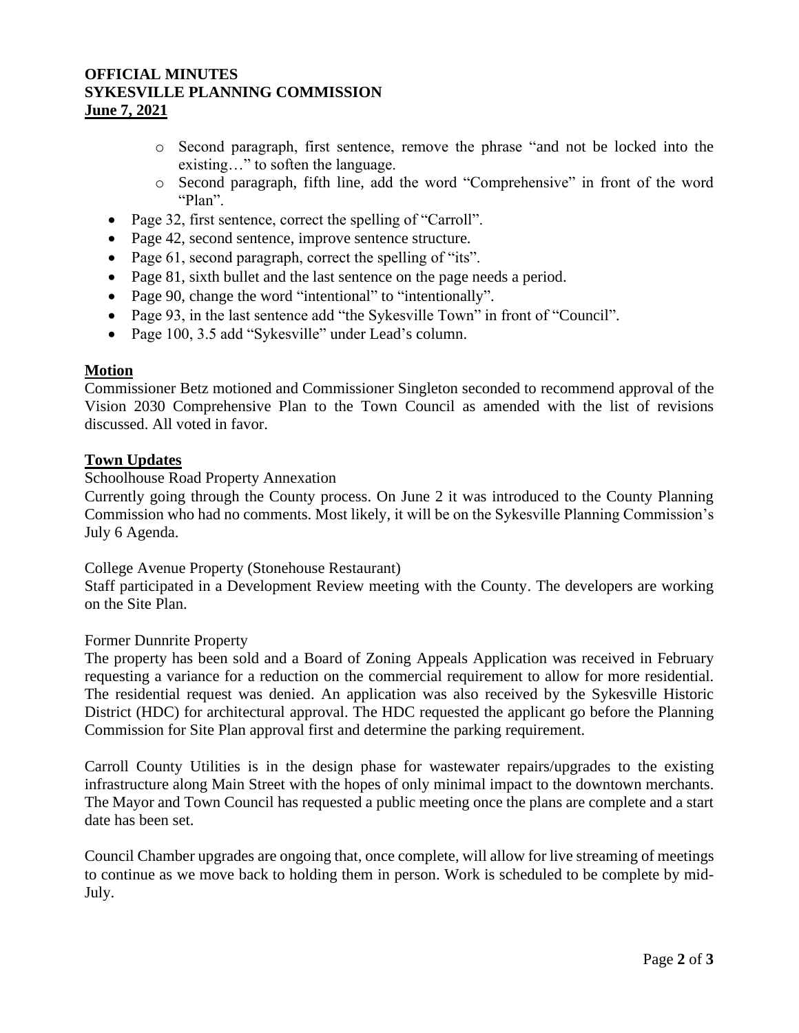- Second paragraph, first sentence, remove the phrase "and not be locked into the existing…" to soften the language.
  - Second paragraph, fifth line, add the word "Comprehensive" in front of the word "Plan".
- Page 32, first sentence, correct the spelling of "Carroll".
- Page 42, second sentence, improve sentence structure.
- Page 61, second paragraph, correct the spelling of "its".
- Page 81, sixth bullet and the last sentence on the page needs a period.
- Page 90, change the word "intentional" to "intentionally".
- Page 93, in the last sentence add "the Sykesville Town" in front of "Council".
- Page 100, 3.5 add "Sykesville" under Lead's column.

**Motion**

Commissioner Betz motioned and Commissioner Singleton seconded to recommend approval of the Vision 2030 Comprehensive Plan to the Town Council as amended with the list of revisions discussed. All voted in favor.

**Town Updates**

Schoolhouse Road Property Annexation

Currently going through the County process. On June 2 it was introduced to the County Planning Commission who had no comments. Most likely, it will be on the Sykesville Planning Commission's July 6 Agenda.

College Avenue Property (Stonehouse Restaurant)

Staff participated in a Development Review meeting with the County. The developers are working on the Site Plan.

Former Dunnrite Property

The property has been sold and a Board of Zoning Appeals Application was received in February requesting a variance for a reduction on the commercial requirement to allow for more residential. The residential request was denied. An application was also received by the Sykesville Historic District (HDC) for architectural approval. The HDC requested the applicant go before the Planning Commission for Site Plan approval first and determine the parking requirement.

Carroll County Utilities is in the design phase for wastewater repairs/upgrades to the existing infrastructure along Main Street with the hopes of only minimal impact to the downtown merchants. The Mayor and Town Council has requested a public meeting once the plans are complete and a start date has been set.

Council Chamber upgrades are ongoing that, once complete, will allow for live streaming of meetings to continue as we move back to holding them in person. Work is scheduled to be complete by mid-July.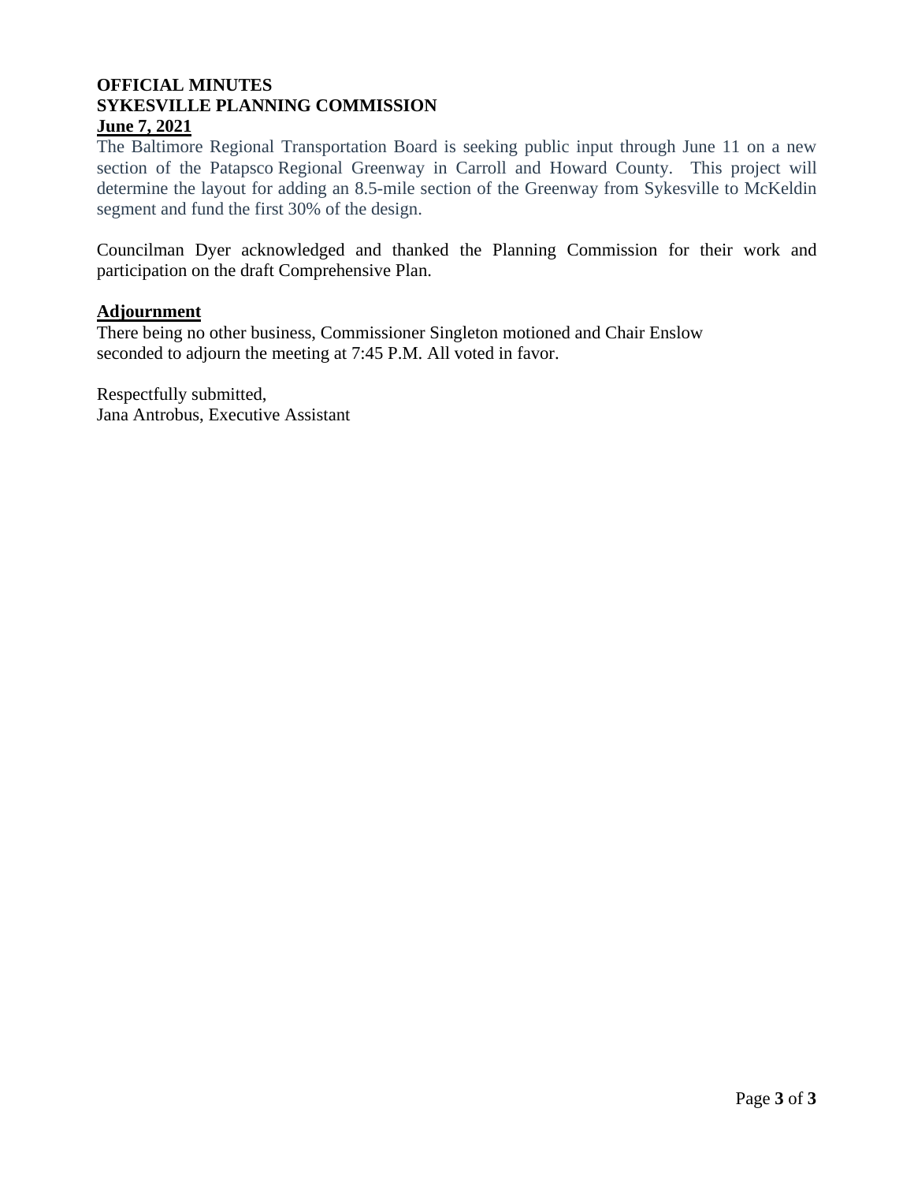**OFFICIAL MINUTES**
**SYKESVILLE PLANNING COMMISSION**
**June 7, 2021**

The Baltimore Regional Transportation Board is seeking public input through June 11 on a new section of the Patapsco Regional Greenway in Carroll and Howard County. This project will determine the layout for adding an 8.5-mile section of the Greenway from Sykesville to McKeldin segment and fund the first 30% of the design.

Councilman Dyer acknowledged and thanked the Planning Commission for their work and participation on the draft Comprehensive Plan.

## Adjournment

There being no other business, Commissioner Singleton motioned and Chair Enslow seconded to adjourn the meeting at 7:45 P.M. All voted in favor.

Respectfully submitted,
Jana Antrobus, Executive Assistant